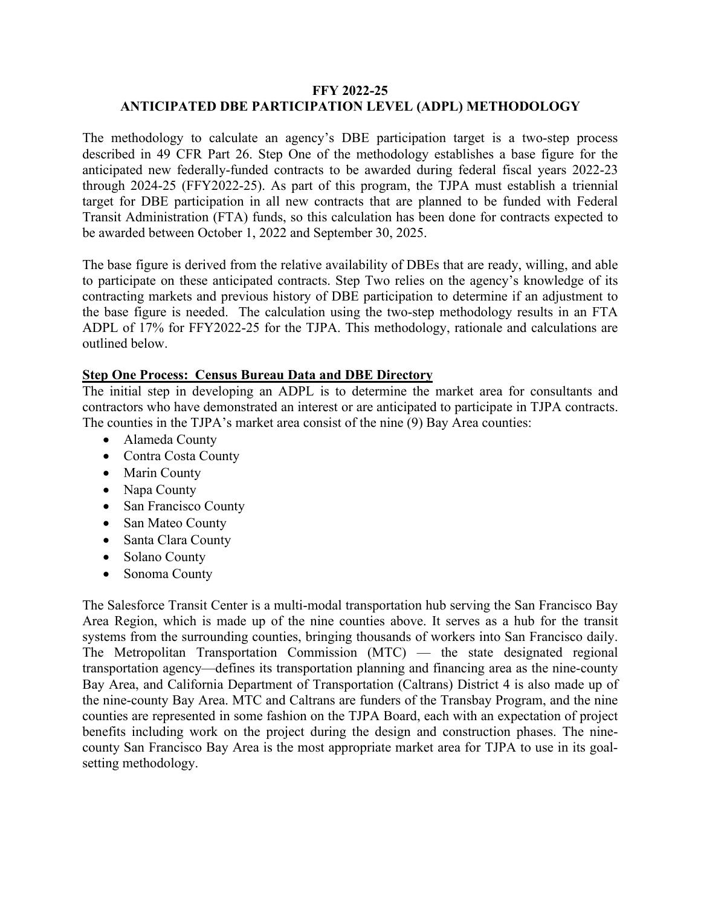# FFY 2022-25
# ANTICIPATED DBE PARTICIPATION LEVEL (ADPL) METHODOLOGY

The methodology to calculate an agency's DBE participation target is a two-step process described in 49 CFR Part 26. Step One of the methodology establishes a base figure for the anticipated new federally-funded contracts to be awarded during federal fiscal years 2022-23 through 2024-25 (FFY2022-25). As part of this program, the TJPA must establish a triennial target for DBE participation in all new contracts that are planned to be funded with Federal Transit Administration (FTA) funds, so this calculation has been done for contracts expected to be awarded between October 1, 2022 and September 30, 2025.

The base figure is derived from the relative availability of DBEs that are ready, willing, and able to participate on these anticipated contracts. Step Two relies on the agency's knowledge of its contracting markets and previous history of DBE participation to determine if an adjustment to the base figure is needed. The calculation using the two-step methodology results in an FTA ADPL of 17% for FFY2022-25 for the TJPA. This methodology, rationale and calculations are outlined below.

## Step One Process: Census Bureau Data and DBE Directory

The initial step in developing an ADPL is to determine the market area for consultants and contractors who have demonstrated an interest or are anticipated to participate in TJPA contracts. The counties in the TJPA's market area consist of the nine (9) Bay Area counties:

- Alameda County
- Contra Costa County
- Marin County
- Napa County
- San Francisco County
- San Mateo County
- Santa Clara County
- Solano County
- Sonoma County

The Salesforce Transit Center is a multi-modal transportation hub serving the San Francisco Bay Area Region, which is made up of the nine counties above. It serves as a hub for the transit systems from the surrounding counties, bringing thousands of workers into San Francisco daily. The Metropolitan Transportation Commission (MTC) — the state designated regional transportation agency—defines its transportation planning and financing area as the nine-county Bay Area, and California Department of Transportation (Caltrans) District 4 is also made up of the nine-county Bay Area. MTC and Caltrans are funders of the Transbay Program, and the nine counties are represented in some fashion on the TJPA Board, each with an expectation of project benefits including work on the project during the design and construction phases. The nine-county San Francisco Bay Area is the most appropriate market area for TJPA to use in its goal-setting methodology.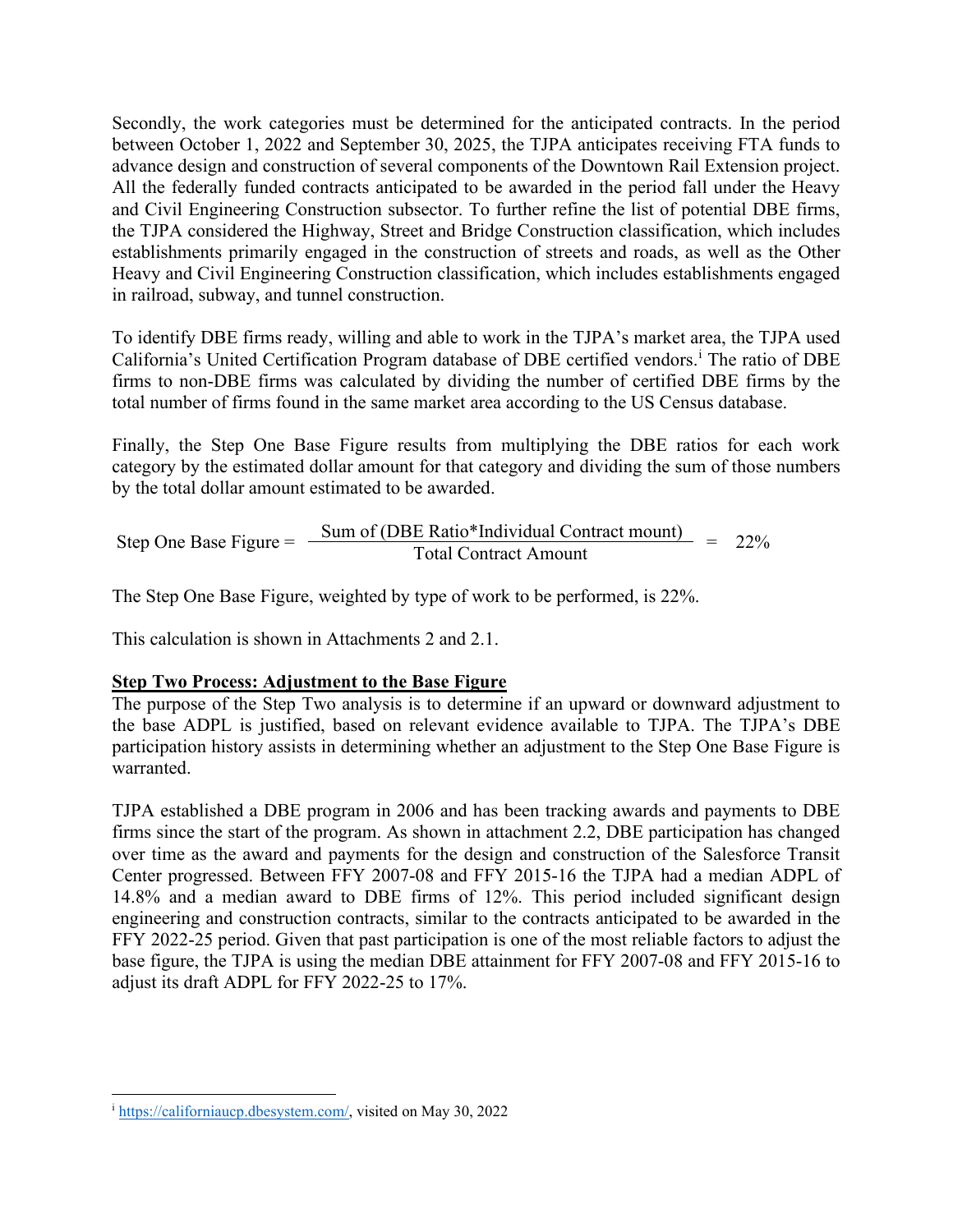Secondly, the work categories must be determined for the anticipated contracts. In the period between October 1, 2022 and September 30, 2025, the TJPA anticipates receiving FTA funds to advance design and construction of several components of the Downtown Rail Extension project. All the federally funded contracts anticipated to be awarded in the period fall under the Heavy and Civil Engineering Construction subsector. To further refine the list of potential DBE firms, the TJPA considered the Highway, Street and Bridge Construction classification, which includes establishments primarily engaged in the construction of streets and roads, as well as the Other Heavy and Civil Engineering Construction classification, which includes establishments engaged in railroad, subway, and tunnel construction.

To identify DBE firms ready, willing and able to work in the TJPA's market area, the TJPA used California's United Certification Program database of DBE certified vendors.[i] The ratio of DBE firms to non-DBE firms was calculated by dividing the number of certified DBE firms by the total number of firms found in the same market area according to the US Census database.

Finally, the Step One Base Figure results from multiplying the DBE ratios for each work category by the estimated dollar amount for that category and dividing the sum of those numbers by the total dollar amount estimated to be awarded.

$$\text{Step One Base Figure} = \frac{\text{Sum of (DBE Ratio*Individual Contract mount)}}{\text{Total Contract Amount}} = 22\%$$

The Step One Base Figure, weighted by type of work to be performed, is 22%.

This calculation is shown in Attachments 2 and 2.1.

**Step Two Process: Adjustment to the Base Figure**

The purpose of the Step Two analysis is to determine if an upward or downward adjustment to the base ADPL is justified, based on relevant evidence available to TJPA. The TJPA's DBE participation history assists in determining whether an adjustment to the Step One Base Figure is warranted.

TJPA established a DBE program in 2006 and has been tracking awards and payments to DBE firms since the start of the program. As shown in attachment 2.2, DBE participation has changed over time as the award and payments for the design and construction of the Salesforce Transit Center progressed. Between FFY 2007-08 and FFY 2015-16 the TJPA had a median ADPL of 14.8% and a median award to DBE firms of 12%. This period included significant design engineering and construction contracts, similar to the contracts anticipated to be awarded in the FFY 2022-25 period. Given that past participation is one of the most reliable factors to adjust the base figure, the TJPA is using the median DBE attainment for FFY 2007-08 and FFY 2015-16 to adjust its draft ADPL for FFY 2022-25 to 17%.

---

[i] https://californiaucp.dbesystem.com/, visited on May 30, 2022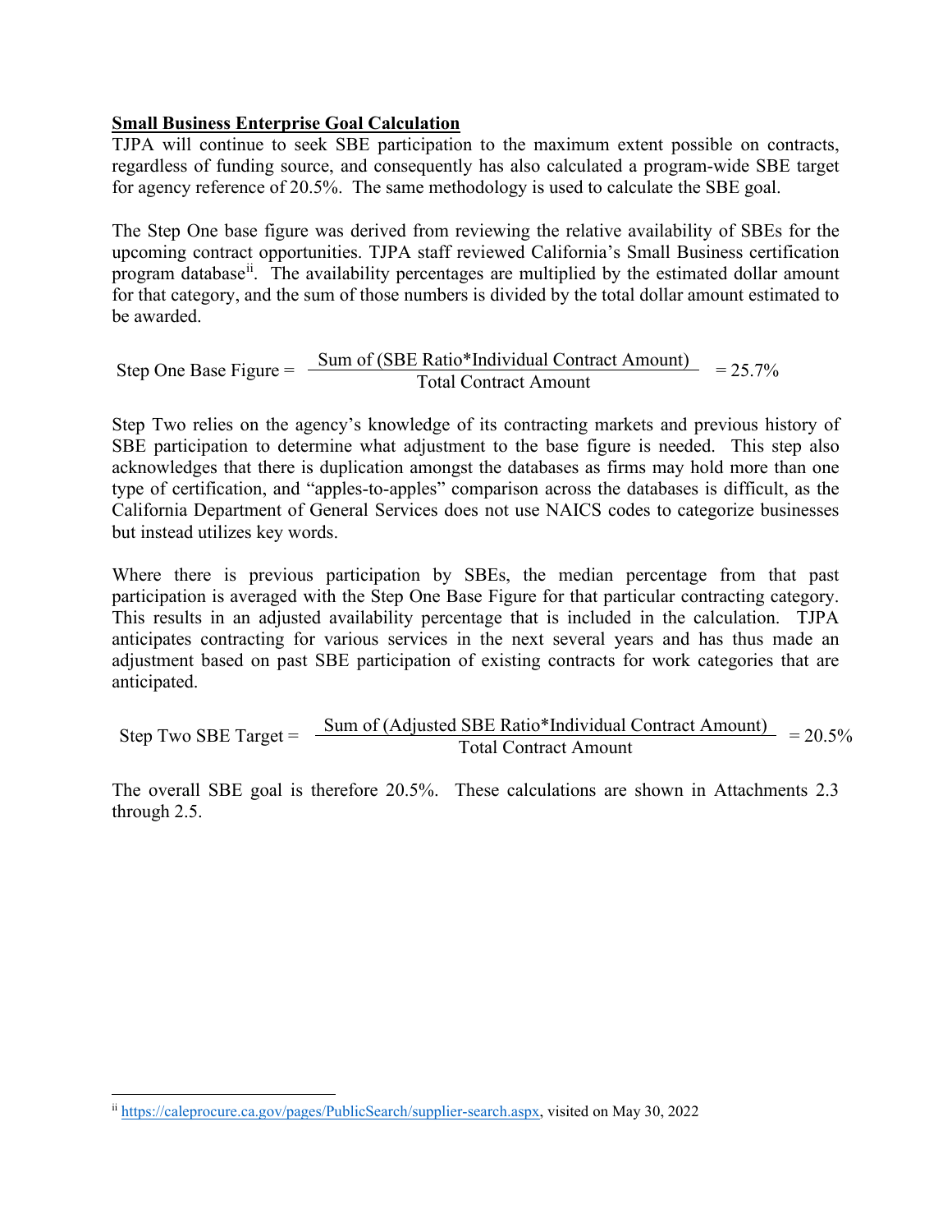**Small Business Enterprise Goal Calculation**

TJPA will continue to seek SBE participation to the maximum extent possible on contracts, regardless of funding source, and consequently has also calculated a program-wide SBE target for agency reference of 20.5%. The same methodology is used to calculate the SBE goal.

The Step One base figure was derived from reviewing the relative availability of SBEs for the upcoming contract opportunities. TJPA staff reviewed California's Small Business certification program database[ii]. The availability percentages are multiplied by the estimated dollar amount for that category, and the sum of those numbers is divided by the total dollar amount estimated to be awarded.

$$\text{Step One Base Figure} = \frac{\text{Sum of (SBE Ratio*Individual Contract Amount)}}{\text{Total Contract Amount}} = 25.7\%$$

Step Two relies on the agency's knowledge of its contracting markets and previous history of SBE participation to determine what adjustment to the base figure is needed. This step also acknowledges that there is duplication amongst the databases as firms may hold more than one type of certification, and "apples-to-apples" comparison across the databases is difficult, as the California Department of General Services does not use NAICS codes to categorize businesses but instead utilizes key words.

Where there is previous participation by SBEs, the median percentage from that past participation is averaged with the Step One Base Figure for that particular contracting category. This results in an adjusted availability percentage that is included in the calculation. TJPA anticipates contracting for various services in the next several years and has thus made an adjustment based on past SBE participation of existing contracts for work categories that are anticipated.

$$\text{Step Two SBE Target} = \frac{\text{Sum of (Adjusted SBE Ratio*Individual Contract Amount)}}{\text{Total Contract Amount}} = 20.5\%$$

The overall SBE goal is therefore 20.5%. These calculations are shown in Attachments 2.3 through 2.5.

---

[ii] https://caleprocure.ca.gov/pages/PublicSearch/supplier-search.aspx, visited on May 30, 2022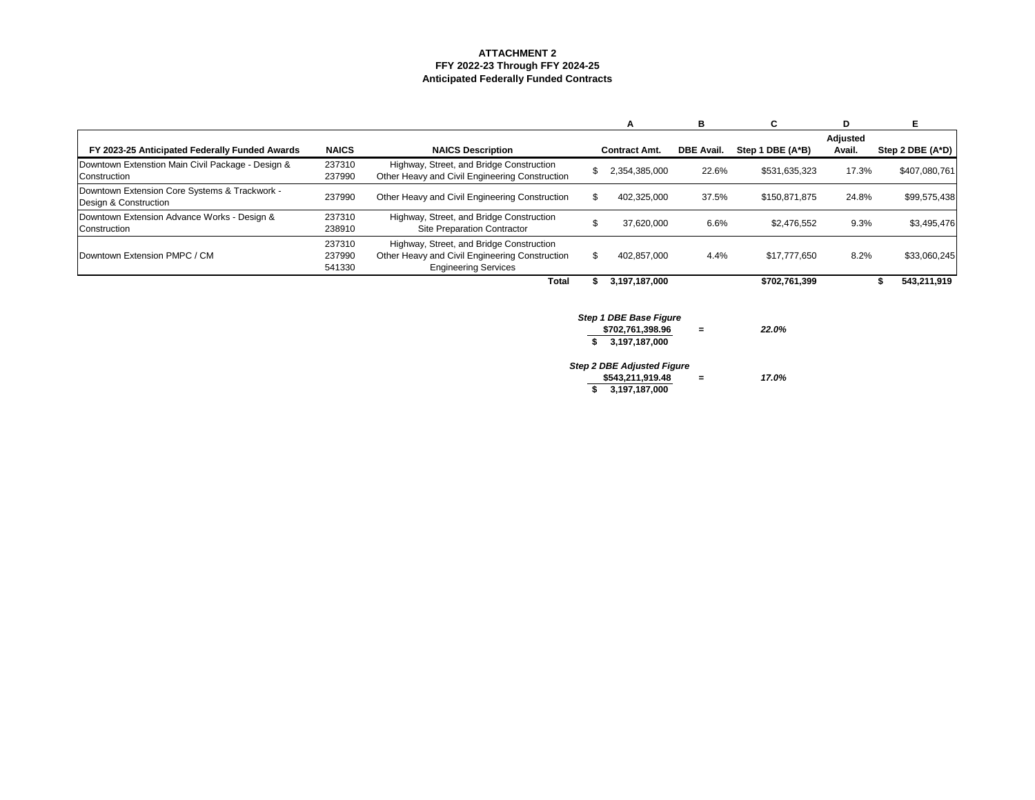**ATTACHMENT 2**
**FFY 2022-23 Through FFY 2024-25**
**Anticipated Federally Funded Contracts**

| | | | A | B | C | D | E |
|---|---|---|---|---|---|---|---|
| **FY 2023-25 Anticipated Federally Funded Awards** | **NAICS** | **NAICS Description** | **Contract Amt.** | **DBE Avail.** | **Step 1 DBE (A*B)** | **Adjusted Avail.** | **Step 2 DBE (A*D)** |
| Downtown Extenstion Main Civil Package - Design & Construction | 237310<br>237990 | Highway, Street, and Bridge Construction<br>Other Heavy and Civil Engineering Construction | $ 2,354,385,000 | 22.6% | $531,635,323 | 17.3% | $407,080,761 |
| Downtown Extension Core Systems & Trackwork - Design & Construction | 237990 | Other Heavy and Civil Engineering Construction | $ 402,325,000 | 37.5% | $150,871,875 | 24.8% | $99,575,438 |
| Downtown Extension Advance Works - Design & Construction | 237310<br>238910 | Highway, Street, and Bridge Construction<br>Site Preparation Contractor | $ 37,620,000 | 6.6% | $2,476,552 | 9.3% | $3,495,476 |
| Downtown Extension PMPC / CM | 237310<br>237990<br>541330 | Highway, Street, and Bridge Construction<br>Other Heavy and Civil Engineering Construction<br>Engineering Services | $ 402,857,000 | 4.4% | $17,777,650 | 8.2% | $33,060,245 |
| | | **Total** | **$ 3,197,187,000** | | **$702,761,399** | | **$ 543,211,919** |

***Step 1 DBE Base Figure***

$$\frac{\$702,761,398.96}{\$\ 3,197,187,000} = 22.0\%$$

***Step 2 DBE Adjusted Figure***

$$\frac{\$543,211,919.48}{\$\ 3,197,187,000} = 17.0\%$$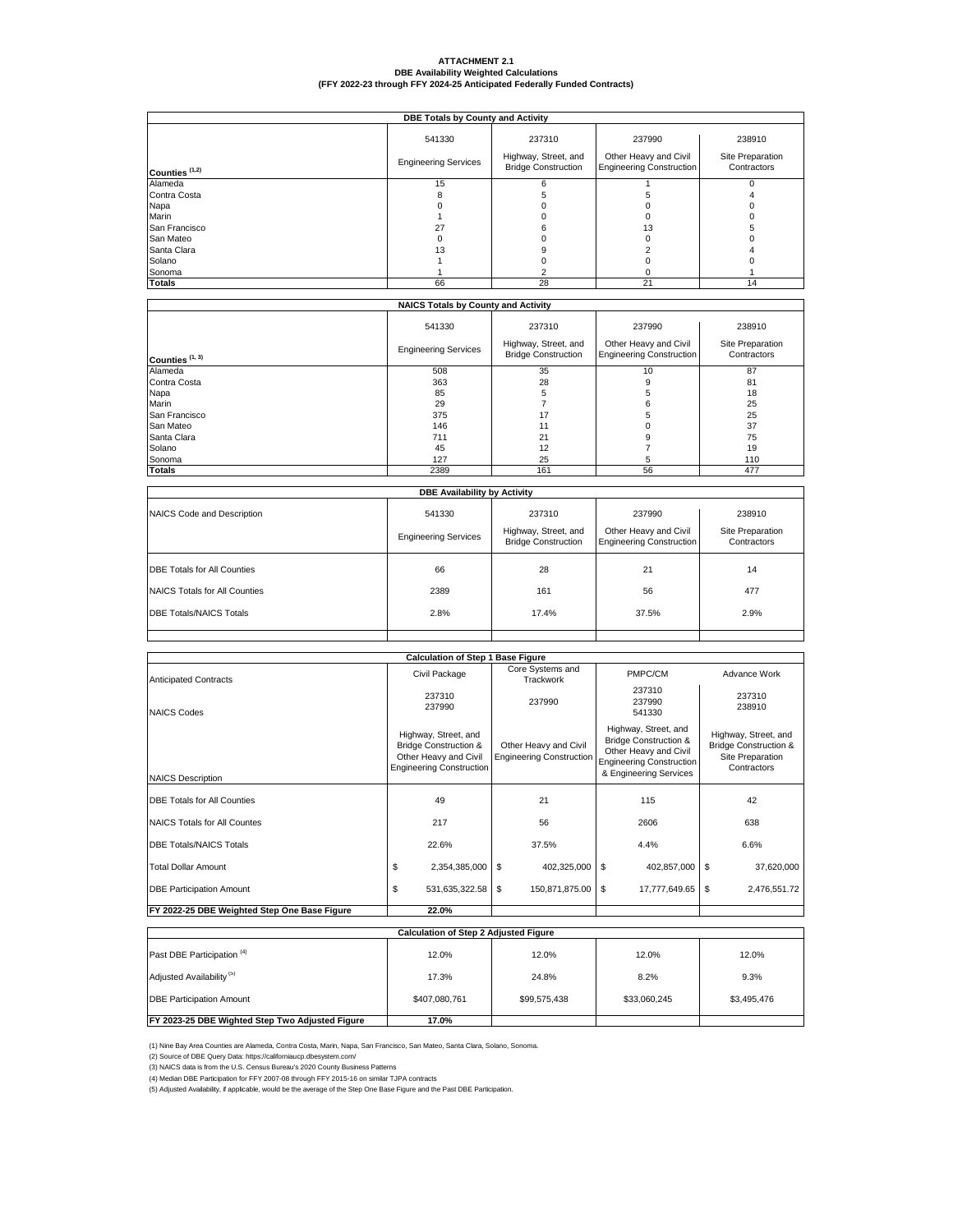**ATTACHMENT 2.1**
**DBE Availability Weighted Calculations**
**(FFY 2022-23 through FFY 2024-25 Anticipated Federally Funded Contracts)**

**DBE Totals by County and Activity**

| Counties [1,2] | 541330<br>Engineering Services | 237310<br>Highway, Street, and Bridge Construction | 237990<br>Other Heavy and Civil Engineering Construction | 238910<br>Site Preparation Contractors |
|---|---|---|---|---|
| Alameda | 15 | 6 | 1 | 0 |
| Contra Costa | 8 | 5 | 5 | 4 |
| Napa | 0 | 0 | 0 | 0 |
| Marin | 1 | 0 | 0 | 0 |
| San Francisco | 27 | 6 | 13 | 5 |
| San Mateo | 0 | 0 | 0 | 0 |
| Santa Clara | 13 | 9 | 2 | 4 |
| Solano | 1 | 0 | 0 | 0 |
| Sonoma | 1 | 2 | 0 | 1 |
| **Totals** | 66 | 28 | 21 | 14 |

**NAICS Totals by County and Activity**

| Counties [1,3] | 541330<br>Engineering Services | 237310<br>Highway, Street, and Bridge Construction | 237990<br>Other Heavy and Civil Engineering Construction | 238910<br>Site Preparation Contractors |
|---|---|---|---|---|
| Alameda | 508 | 35 | 10 | 87 |
| Contra Costa | 363 | 28 | 9 | 81 |
| Napa | 85 | 5 | 5 | 18 |
| Marin | 29 | 7 | 6 | 25 |
| San Francisco | 375 | 17 | 5 | 25 |
| San Mateo | 146 | 11 | 0 | 37 |
| Santa Clara | 711 | 21 | 9 | 75 |
| Solano | 45 | 12 | 7 | 19 |
| Sonoma | 127 | 25 | 5 | 110 |
| **Totals** | 2389 | 161 | 56 | 477 |

**DBE Availability by Activity**

| NAICS Code and Description | 541330<br>Engineering Services | 237310<br>Highway, Street, and Bridge Construction | 237990<br>Other Heavy and Civil Engineering Construction | 238910<br>Site Preparation Contractors |
|---|---|---|---|---|
| DBE Totals for All Counties | 66 | 28 | 21 | 14 |
| NAICS Totals for All Counties | 2389 | 161 | 56 | 477 |
| DBE Totals/NAICS Totals | 2.8% | 17.4% | 37.5% | 2.9% |

**Calculation of Step 1 Base Figure**

| Anticipated Contracts | Civil Package | Core Systems and Trackwork | PMPC/CM | Advance Work |
|---|---|---|---|---|
| NAICS Codes | 237310<br>237990 | 237990 | 237310<br>237990<br>541330 | 237310<br>238910 |
| NAICS Description | Highway, Street, and Bridge Construction & Other Heavy and Civil Engineering Construction | Other Heavy and Civil Engineering Construction | Highway, Street, and Bridge Construction & Other Heavy and Civil Engineering Construction & Engineering Services | Highway, Street, and Bridge Construction & Site Preparation Contractors |
| DBE Totals for All Counties | 49 | 21 | 115 | 42 |
| NAICS Totals for All Countes | 217 | 56 | 2606 | 638 |
| DBE Totals/NAICS Totals | 22.6% | 37.5% | 4.4% | 6.6% |
| Total Dollar Amount | $ 2,354,385,000 | $ 402,325,000 | $ 402,857,000 | $ 37,620,000 |
| DBE Participation Amount | $ 531,635,322.58 | $ 150,871,875.00 | $ 17,777,649.65 | $ 2,476,551.72 |
| **FY 2022-25 DBE Weighted Step One Base Figure** | **22.0%** | | | |

**Calculation of Step 2 Adjusted Figure**

| | | | | |
|---|---|---|---|---|
| Past DBE Participation [4] | 12.0% | 12.0% | 12.0% | 12.0% |
| Adjusted Availability [5] | 17.3% | 24.8% | 8.2% | 9.3% |
| DBE Participation Amount | $407,080,761 | $99,575,438 | $33,060,245 | $3,495,476 |
| **FY 2023-25 DBE Wighted Step Two Adjusted Figure** | **17.0%** | | | |

(1) Nine Bay Area Counties are Alameda, Contra Costa, Marin, Napa, San Francisco, San Mateo, Santa Clara, Solano, Sonoma.
(2) Source of DBE Query Data: https://californiaucp.dbesystem.com/
(3) NAICS data is from the U.S. Census Bureau's 2020 County Business Patterns
(4) Median DBE Participation for FFY 2007-08 through FFY 2015-16 on similar TJPA contracts
(5) Adjusted Availability, if applicable, would be the average of the Step One Base Figure and the Past DBE Participation.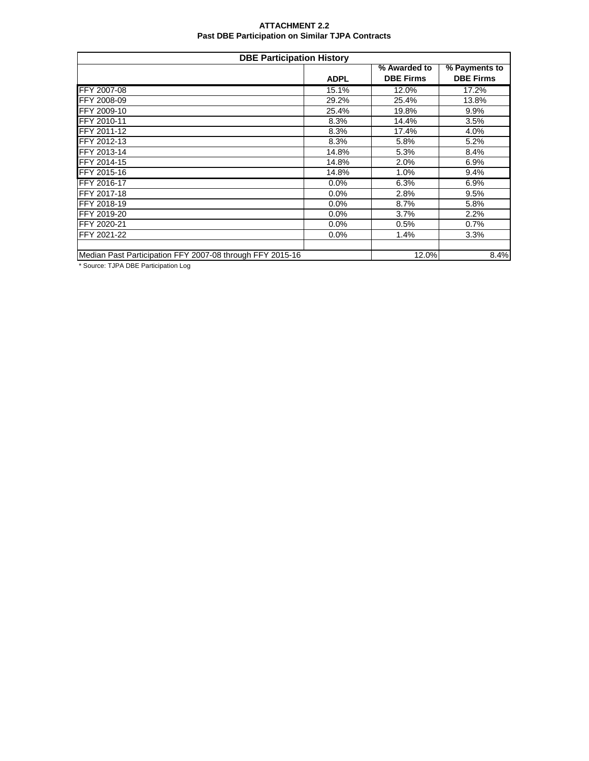**ATTACHMENT 2.2**
**Past DBE Participation on Similar TJPA Contracts**

| DBE Participation History | | | |
|---|---|---|---|
| | **ADPL** | **% Awarded to DBE Firms** | **% Payments to DBE Firms** |
| FFY 2007-08 | 15.1% | 12.0% | 17.2% |
| FFY 2008-09 | 29.2% | 25.4% | 13.8% |
| FFY 2009-10 | 25.4% | 19.8% | 9.9% |
| FFY 2010-11 | 8.3% | 14.4% | 3.5% |
| FFY 2011-12 | 8.3% | 17.4% | 4.0% |
| FFY 2012-13 | 8.3% | 5.8% | 5.2% |
| FFY 2013-14 | 14.8% | 5.3% | 8.4% |
| FFY 2014-15 | 14.8% | 2.0% | 6.9% |
| FFY 2015-16 | 14.8% | 1.0% | 9.4% |
| FFY 2016-17 | 0.0% | 6.3% | 6.9% |
| FFY 2017-18 | 0.0% | 2.8% | 9.5% |
| FFY 2018-19 | 0.0% | 8.7% | 5.8% |
| FFY 2019-20 | 0.0% | 3.7% | 2.2% |
| FFY 2020-21 | 0.0% | 0.5% | 0.7% |
| FFY 2021-22 | 0.0% | 1.4% | 3.3% |
| | | | |
| Median Past Participation FFY 2007-08 through FFY 2015-16 | | 12.0% | 8.4% |

* Source: TJPA DBE Participation Log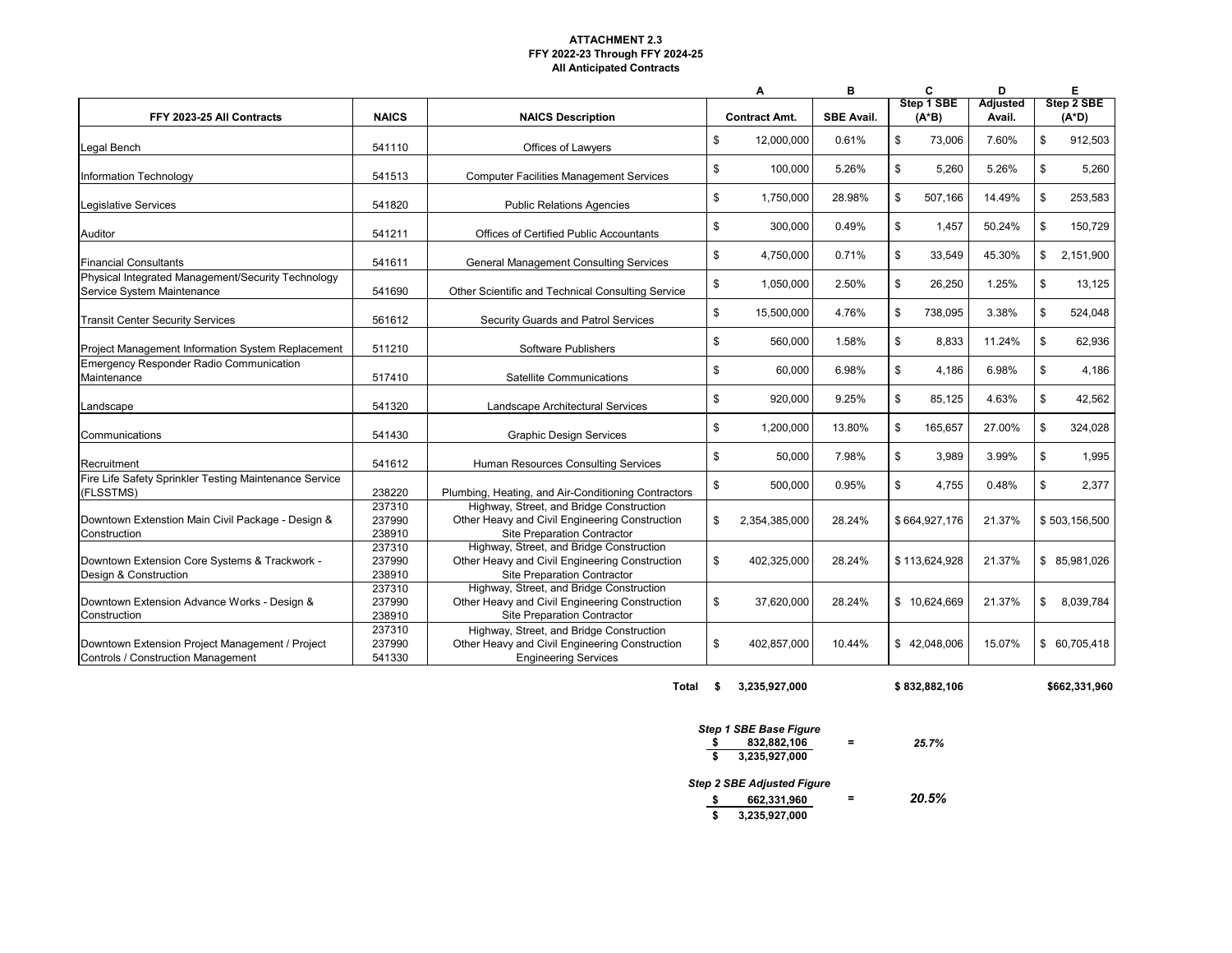**ATTACHMENT 2.3**
**FFY 2022-23 Through FFY 2024-25**
**All Anticipated Contracts**

| | | | A | B | C | D | E |
|---|---|---|---|---|---|---|---|
| **FFY 2023-25 All Contracts** | **NAICS** | **NAICS Description** | **Contract Amt.** | **SBE Avail.** | **Step 1 SBE (A*B)** | **Adjusted Avail.** | **Step 2 SBE (A*D)** |
| Legal Bench | 541110 | Offices of Lawyers | $ 12,000,000 | 0.61% | $ 73,006 | 7.60% | $ 912,503 |
| Information Technology | 541513 | Computer Facilities Management Services | $ 100,000 | 5.26% | $ 5,260 | 5.26% | $ 5,260 |
| Legislative Services | 541820 | Public Relations Agencies | $ 1,750,000 | 28.98% | $ 507,166 | 14.49% | $ 253,583 |
| Auditor | 541211 | Offices of Certified Public Accountants | $ 300,000 | 0.49% | $ 1,457 | 50.24% | $ 150,729 |
| Financial Consultants | 541611 | General Management Consulting Services | $ 4,750,000 | 0.71% | $ 33,549 | 45.30% | $ 2,151,900 |
| Physical Integrated Management/Security Technology Service System Maintenance | 541690 | Other Scientific and Technical Consulting Service | $ 1,050,000 | 2.50% | $ 26,250 | 1.25% | $ 13,125 |
| Transit Center Security Services | 561612 | Security Guards and Patrol Services | $ 15,500,000 | 4.76% | $ 738,095 | 3.38% | $ 524,048 |
| Project Management Information System Replacement | 511210 | Software Publishers | $ 560,000 | 1.58% | $ 8,833 | 11.24% | $ 62,936 |
| Emergency Responder Radio Communication Maintenance | 517410 | Satellite Communications | $ 60,000 | 6.98% | $ 4,186 | 6.98% | $ 4,186 |
| Landscape | 541320 | Landscape Architectural Services | $ 920,000 | 9.25% | $ 85,125 | 4.63% | $ 42,562 |
| Communications | 541430 | Graphic Design Services | $ 1,200,000 | 13.80% | $ 165,657 | 27.00% | $ 324,028 |
| Recruitment | 541612 | Human Resources Consulting Services | $ 50,000 | 7.98% | $ 3,989 | 3.99% | $ 1,995 |
| Fire Life Safety Sprinkler Testing Maintenance Service (FLSSTMS) | 238220 | Plumbing, Heating, and Air-Conditioning Contractors | $ 500,000 | 0.95% | $ 4,755 | 0.48% | $ 2,377 |
| Downtown Extenstion Main Civil Package - Design & Construction | 237310<br>237990<br>238910 | Highway, Street, and Bridge Construction<br>Other Heavy and Civil Engineering Construction<br>Site Preparation Contractor | $ 2,354,385,000 | 28.24% | $ 664,927,176 | 21.37% | $ 503,156,500 |
| Downtown Extension Core Systems & Trackwork - Design & Construction | 237310<br>237990<br>238910 | Highway, Street, and Bridge Construction<br>Other Heavy and Civil Engineering Construction<br>Site Preparation Contractor | $ 402,325,000 | 28.24% | $ 113,624,928 | 21.37% | $ 85,981,026 |
| Downtown Extension Advance Works - Design & Construction | 237310<br>237990<br>238910 | Highway, Street, and Bridge Construction<br>Other Heavy and Civil Engineering Construction<br>Site Preparation Contractor | $ 37,620,000 | 28.24% | $ 10,624,669 | 21.37% | $ 8,039,784 |
| Downtown Extension Project Management / Project Controls / Construction Management | 237310<br>237990<br>541330 | Highway, Street, and Bridge Construction<br>Other Heavy and Civil Engineering Construction<br>Engineering Services | $ 402,857,000 | 10.44% | $ 42,048,006 | 15.07% | $ 60,705,418 |
| | | **Total** | **$ 3,235,927,000** | | **$ 832,882,106** | | **$662,331,960** |

***Step 1 SBE Base Figure***

$$\frac{\$\ 832{,}882{,}106}{\$\ 3{,}235{,}927{,}000} = 25.7\%$$

***Step 2 SBE Adjusted Figure***

$$\frac{\$\ 662{,}331{,}960}{\$\ 3{,}235{,}927{,}000} = 20.5\%$$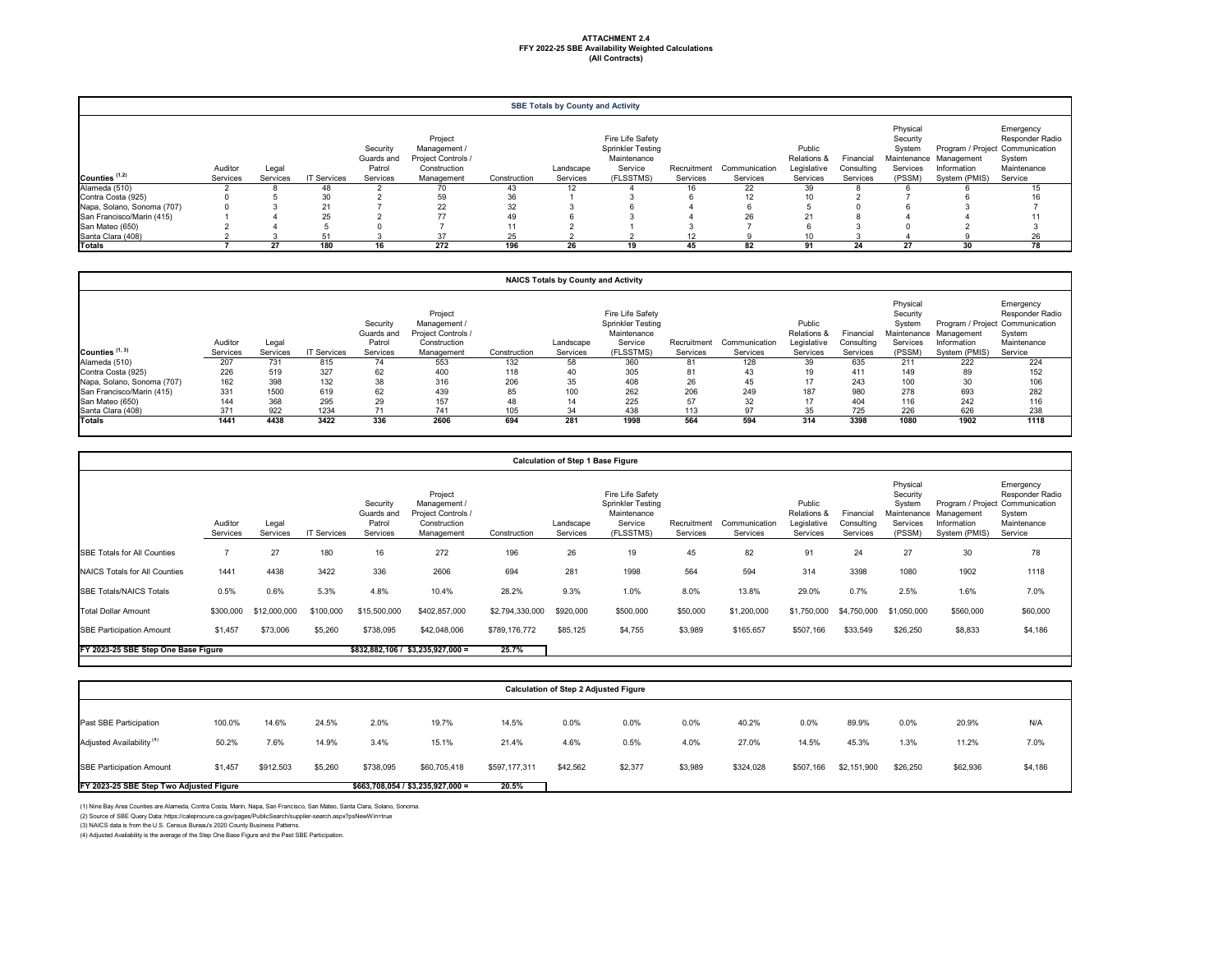**ATTACHMENT 2.4**
**FFY 2022-25 SBE Availability Weighted Calculations**
**(All Contracts)**

**SBE Totals by County and Activity**

| Counties (1,2) | Auditor Services | Legal Services | IT Services | Security Guards and Patrol Services | Project Management / Project Controls / Construction Management | Construction | Landscape Services | Fire Life Safety Sprinkler Testing Maintenance Service (FLSSTMS) | Recruitment Services | Communication Services | Public Relations & Legislative Services | Financial Consulting Services | Physical Security System Maintenance Services (PSSM) | Program / Project Management Information System (PMIS) | Emergency Responder Radio Communication System Maintenance Service |
|---|---|---|---|---|---|---|---|---|---|---|---|---|---|---|---|
| Alameda (510) | 2 | 8 | 48 | 2 | 70 | 43 | 12 | 4 | 16 | 22 | 39 | 8 | 6 | 6 | 15 |
| Contra Costa (925) | 0 | 5 | 30 | 2 | 59 | 36 | 1 | 3 | 6 | 12 | 10 | 2 | 7 | 6 | 16 |
| Napa, Solano, Sonoma (707) | 0 | 3 | 21 | 7 | 22 | 32 | 3 | 6 | 4 | 6 | 5 | 0 | 6 | 3 | 7 |
| San Francisco/Marin (415) | 1 | 4 | 25 | 2 | 77 | 49 | 6 | 3 | 4 | 26 | 21 | 8 | 4 | 4 | 11 |
| San Mateo (650) | 2 | 4 | 5 | 0 | 7 | 11 | 2 | 1 | 3 | 7 | 6 | 3 | 0 | 2 | 3 |
| Santa Clara (408) | 2 | 3 | 51 | 3 | 37 | 25 | 2 | 2 | 12 | 9 | 10 | 3 | 4 | 9 | 26 |
| **Totals** | **7** | **27** | **180** | **16** | **272** | **196** | **26** | **19** | **45** | **82** | **91** | **24** | **27** | **30** | **78** |

**NAICS Totals by County and Activity**

| Counties (1, 3) | Auditor Services | Legal Services | IT Services | Security Guards and Patrol Services | Project Management / Project Controls / Construction Management | Construction | Landscape Services | Fire Life Safety Sprinkler Testing Maintenance Service (FLSSTMS) | Recruitment Services | Communication Services | Public Relations & Legislative Services | Financial Consulting Services | Physical Security System Maintenance Services (PSSM) | Program / Project Management Information System (PMIS) | Emergency Responder Radio Communication System Maintenance Service |
|---|---|---|---|---|---|---|---|---|---|---|---|---|---|---|---|
| Alameda (510) | 207 | 731 | 815 | 74 | 553 | 132 | 58 | 360 | 81 | 128 | 39 | 635 | 211 | 222 | 224 |
| Contra Costa (925) | 226 | 519 | 327 | 62 | 400 | 118 | 40 | 305 | 81 | 43 | 19 | 411 | 149 | 89 | 152 |
| Napa, Solano, Sonoma (707) | 162 | 398 | 132 | 38 | 316 | 206 | 35 | 408 | 26 | 45 | 17 | 243 | 100 | 30 | 106 |
| San Francisco/Marin (415) | 331 | 1500 | 619 | 62 | 439 | 85 | 100 | 262 | 206 | 249 | 187 | 980 | 278 | 693 | 282 |
| San Mateo (650) | 144 | 368 | 295 | 29 | 157 | 48 | 14 | 225 | 57 | 32 | 17 | 404 | 116 | 242 | 116 |
| Santa Clara (408) | 371 | 922 | 1234 | 71 | 741 | 105 | 34 | 438 | 113 | 97 | 35 | 725 | 226 | 626 | 238 |
| **Totals** | **1441** | **4438** | **3422** | **336** | **2606** | **694** | **281** | **1998** | **564** | **594** | **314** | **3398** | **1080** | **1902** | **1118** |

**Calculation of Step 1 Base Figure**

| | Auditor Services | Legal Services | IT Services | Security Guards and Patrol Services | Project Management / Project Controls / Construction Management | Construction | Landscape Services | Fire Life Safety Sprinkler Testing Maintenance Service (FLSSTMS) | Recruitment Services | Communication Services | Public Relations & Legislative Services | Financial Consulting Services | Physical Security System Maintenance Services (PSSM) | Program / Project Management Information System (PMIS) | Emergency Responder Radio Communication System Maintenance Service |
|---|---|---|---|---|---|---|---|---|---|---|---|---|---|---|---|
| SBE Totals for All Counties | 7 | 27 | 180 | 16 | 272 | 196 | 26 | 19 | 45 | 82 | 91 | 24 | 27 | 30 | 78 |
| NAICS Totals for All Counties | 1441 | 4438 | 3422 | 336 | 2606 | 694 | 281 | 1998 | 564 | 594 | 314 | 3398 | 1080 | 1902 | 1118 |
| SBE Totals/NAICS Totals | 0.5% | 0.6% | 5.3% | 4.8% | 10.4% | 28.2% | 9.3% | 1.0% | 8.0% | 13.8% | 29.0% | 0.7% | 2.5% | 1.6% | 7.0% |
| Total Dollar Amount | $300,000 | $12,000,000 | $100,000 | $15,500,000 | $402,857,000 | $2,794,330,000 | $920,000 | $500,000 | $50,000 | $1,200,000 | $1,750,000 | $4,750,000 | $1,050,000 | $560,000 | $60,000 |
| SBE Participation Amount | $1,457 | $73,006 | $5,260 | $738,095 | $42,048,006 | $789,176,772 | $85,125 | $4,755 | $3,989 | $165,657 | $507,166 | $33,549 | $26,250 | $8,833 | $4,186 |
| **FY 2023-25 SBE Step One Base Figure** | | | | **$832,882,106 / $3,235,927,000 =** | | **25.7%** | | | | | | | | | |

**Calculation of Step 2 Adjusted Figure**

| | Auditor Services | Legal Services | IT Services | Security Guards and Patrol Services | Project Management / Project Controls / Construction Management | Construction | Landscape Services | Fire Life Safety Sprinkler Testing Maintenance Service (FLSSTMS) | Recruitment Services | Communication Services | Public Relations & Legislative Services | Financial Consulting Services | Physical Security System Maintenance Services (PSSM) | Program / Project Management Information System (PMIS) | Emergency Responder Radio Communication System Maintenance Service |
|---|---|---|---|---|---|---|---|---|---|---|---|---|---|---|---|
| Past SBE Participation | 100.0% | 14.6% | 24.5% | 2.0% | 19.7% | 14.5% | 0.0% | 0.0% | 0.0% | 40.2% | 0.0% | 89.9% | 0.0% | 20.9% | N/A |
| Adjusted Availability (4) | 50.2% | 7.6% | 14.9% | 3.4% | 15.1% | 21.4% | 4.6% | 0.5% | 4.0% | 27.0% | 14.5% | 45.3% | 1.3% | 11.2% | 7.0% |
| SBE Participation Amount | $1,457 | $912,503 | $5,260 | $738,095 | $60,705,418 | $597,177,311 | $42,562 | $2,377 | $3,989 | $324,028 | $507,166 | $2,151,900 | $26,250 | $62,936 | $4,186 |
| **FY 2023-25 SBE Step Two Adjusted Figure** | | | | **$663,708,054 / $3,235,927,000 =** | | **20.5%** | | | | | | | | | |

(1) Nine Bay Area Counties are Alameda, Contra Costa, Marin, Napa, San Francisco, San Mateo, Santa Clara, Solano, Sonoma.
(2) Source of SBE Query Data: https://caleprocure.ca.gov/pages/PublicSearch/supplier-search.aspx?psNewWin=true
(3) NAICS data is from the U.S. Census Bureau's 2020 County Business Patterns.
(4) Adjusted Availability is the average of the Step One Base Figure and the Past SBE Participation.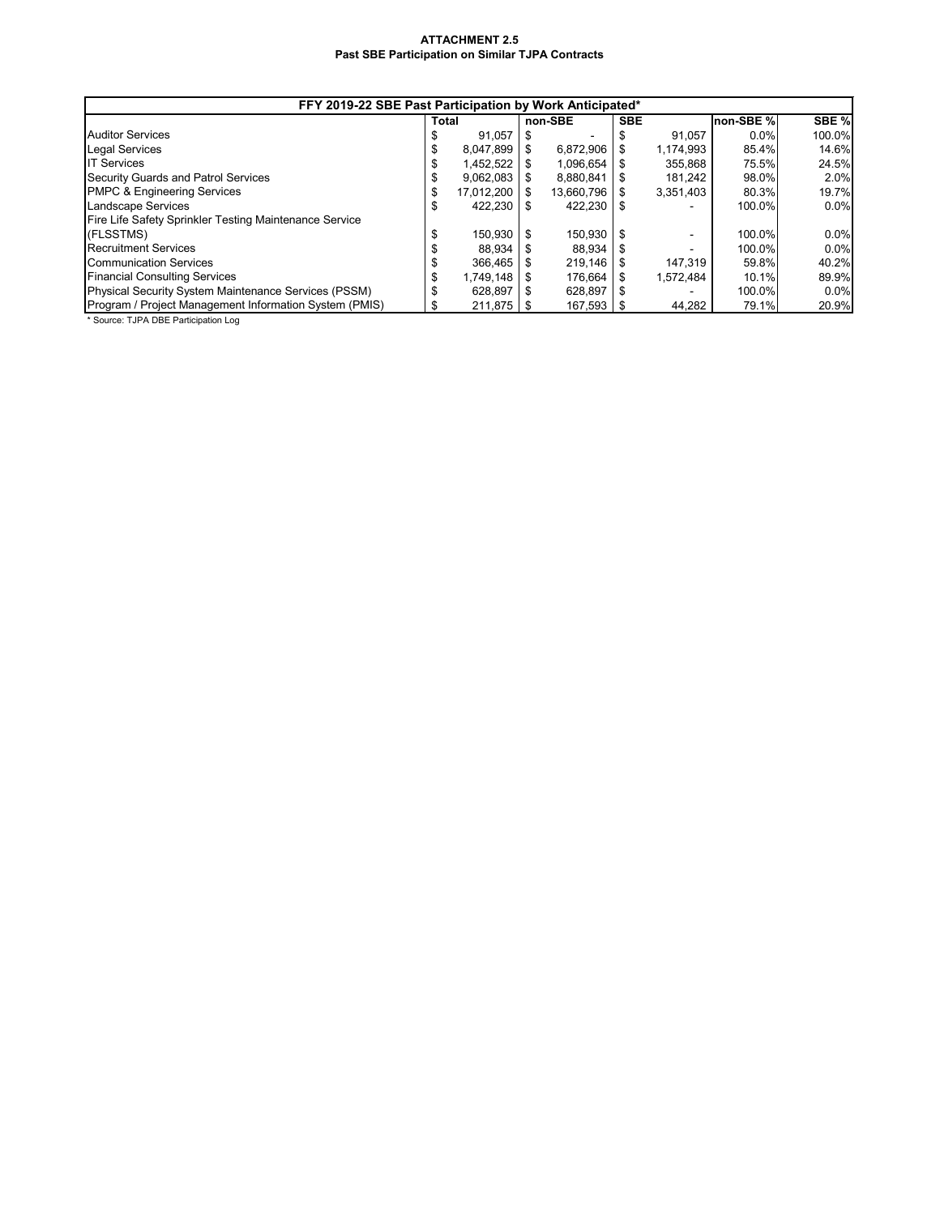**ATTACHMENT 2.5**
**Past SBE Participation on Similar TJPA Contracts**

| FFY 2019-22 SBE Past Participation by Work Anticipated* | | | | | |
|---|---|---|---|---|---|
| | Total | non-SBE | SBE | non-SBE % | SBE % |
| Auditor Services | $ 91,057 | $ - | $ 91,057 | 0.0% | 100.0% |
| Legal Services | $ 8,047,899 | $ 6,872,906 | $ 1,174,993 | 85.4% | 14.6% |
| IT Services | $ 1,452,522 | $ 1,096,654 | $ 355,868 | 75.5% | 24.5% |
| Security Guards and Patrol Services | $ 9,062,083 | $ 8,880,841 | $ 181,242 | 98.0% | 2.0% |
| PMPC & Engineering Services | $ 17,012,200 | $ 13,660,796 | $ 3,351,403 | 80.3% | 19.7% |
| Landscape Services | $ 422,230 | $ 422,230 | $ - | 100.0% | 0.0% |
| Fire Life Safety Sprinkler Testing Maintenance Service (FLSSTMS) | $ 150,930 | $ 150,930 | $ - | 100.0% | 0.0% |
| Recruitment Services | $ 88,934 | $ 88,934 | $ - | 100.0% | 0.0% |
| Communication Services | $ 366,465 | $ 219,146 | $ 147,319 | 59.8% | 40.2% |
| Financial Consulting Services | $ 1,749,148 | $ 176,664 | $ 1,572,484 | 10.1% | 89.9% |
| Physical Security System Maintenance Services (PSSM) | $ 628,897 | $ 628,897 | $ - | 100.0% | 0.0% |
| Program / Project Management Information System (PMIS) | $ 211,875 | $ 167,593 | $ 44,282 | 79.1% | 20.9% |

* Source: TJPA DBE Participation Log